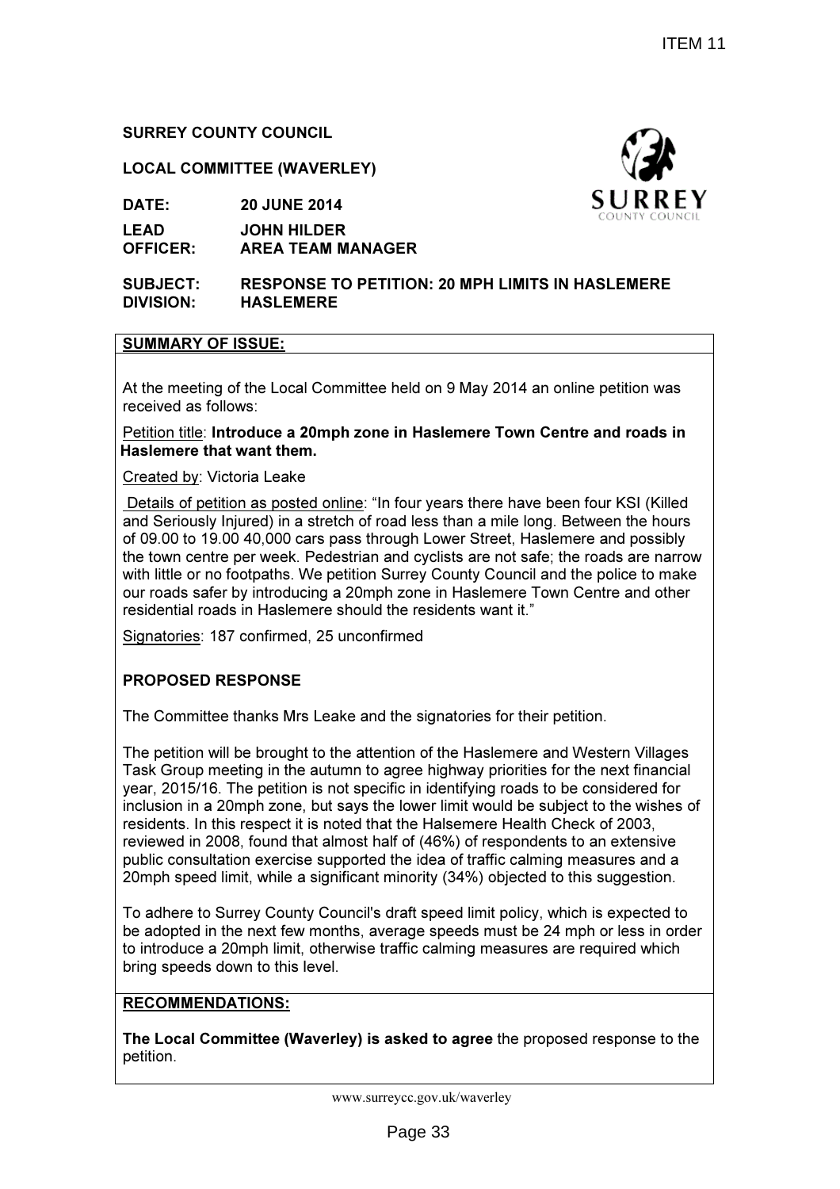ITEM 11

**SURREY COUNTY COUNCIL**

**LOCAL COMMITTEE (WAVERLEY)**

**DATE:** **20 JUNE 2014**

**LEAD OFFICER:** **JOHN HILDER, AREA TEAM MANAGER**

**SUBJECT:** **RESPONSE TO PETITION: 20 MPH LIMITS IN HASLEMERE**

**DIVISION:** **HASLEMERE**

## SUMMARY OF ISSUE:

At the meeting of the Local Committee held on 9 May 2014 an online petition was received as follows:

Petition title: **Introduce a 20mph zone in Haslemere Town Centre and roads in Haslemere that want them.**

Created by: Victoria Leake

Details of petition as posted online: "In four years there have been four KSI (Killed and Seriously Injured) in a stretch of road less than a mile long. Between the hours of 09.00 to 19.00 40,000 cars pass through Lower Street, Haslemere and possibly the town centre per week. Pedestrian and cyclists are not safe; the roads are narrow with little or no footpaths. We petition Surrey County Council and the police to make our roads safer by introducing a 20mph zone in Haslemere Town Centre and other residential roads in Haslemere should the residents want it."

Signatories: 187 confirmed, 25 unconfirmed

**PROPOSED RESPONSE**

The Committee thanks Mrs Leake and the signatories for their petition.

The petition will be brought to the attention of the Haslemere and Western Villages Task Group meeting in the autumn to agree highway priorities for the next financial year, 2015/16. The petition is not specific in identifying roads to be considered for inclusion in a 20mph zone, but says the lower limit would be subject to the wishes of residents. In this respect it is noted that the Halsemere Health Check of 2003, reviewed in 2008, found that almost half of (46%) of respondents to an extensive public consultation exercise supported the idea of traffic calming measures and a 20mph speed limit, while a significant minority (34%) objected to this suggestion.

To adhere to Surrey County Council's draft speed limit policy, which is expected to be adopted in the next few months, average speeds must be 24 mph or less in order to introduce a 20mph limit, otherwise traffic calming measures are required which bring speeds down to this level.

## RECOMMENDATIONS:

**The Local Committee (Waverley) is asked to agree** the proposed response to the petition.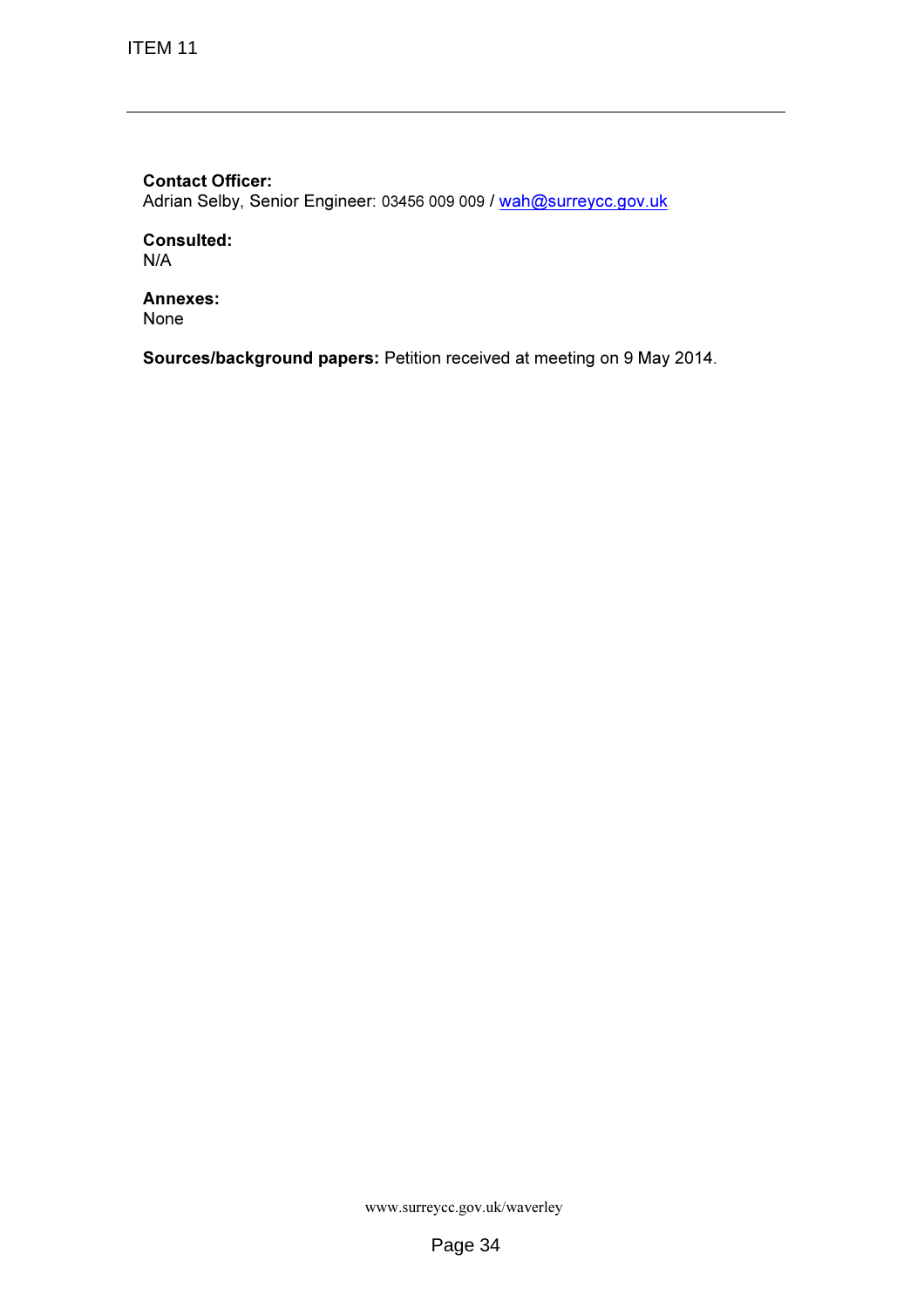**Contact Officer:**
Adrian Selby, Senior Engineer: 03456 009 009 / wah@surreycc.gov.uk

**Consulted:**
N/A

**Annexes:**
None

**Sources/background papers:** Petition received at meeting on 9 May 2014.